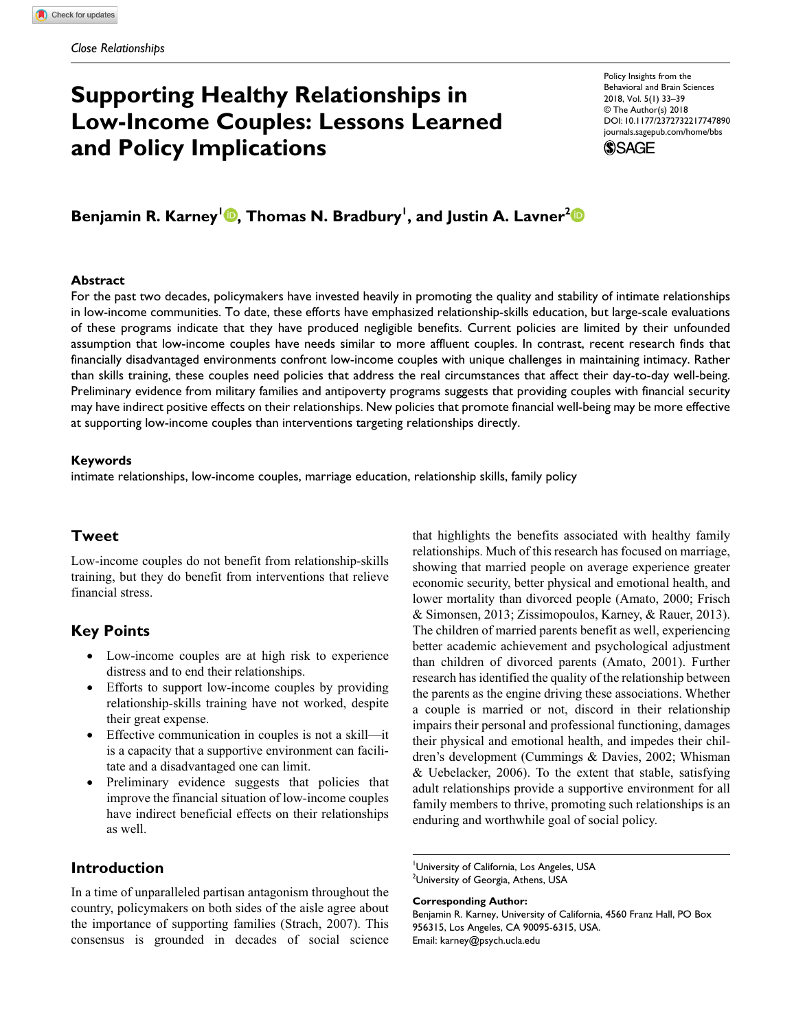*Close Relationships*

# Supporting Healthy Relationships in Low-Income Couples: Lessons Learned and Policy Implications

Policy Insights from the Behavioral and Brain Sciences
2018, Vol. 5(1) 33–39
© The Author(s) 2018
DOI: 10.1177/2372732217747890
journals.sagepub.com/home/bbs

**Benjamin R. Karney[1], Thomas N. Bradbury[1], and Justin A. Lavner[2]**

### Abstract

For the past two decades, policymakers have invested heavily in promoting the quality and stability of intimate relationships in low-income communities. To date, these efforts have emphasized relationship-skills education, but large-scale evaluations of these programs indicate that they have produced negligible benefits. Current policies are limited by their unfounded assumption that low-income couples have needs similar to more affluent couples. In contrast, recent research finds that financially disadvantaged environments confront low-income couples with unique challenges in maintaining intimacy. Rather than skills training, these couples need policies that address the real circumstances that affect their day-to-day well-being. Preliminary evidence from military families and antipoverty programs suggests that providing couples with financial security may have indirect positive effects on their relationships. New policies that promote financial well-being may be more effective at supporting low-income couples than interventions targeting relationships directly.

### Keywords

intimate relationships, low-income couples, marriage education, relationship skills, family policy

## Tweet

Low-income couples do not benefit from relationship-skills training, but they do benefit from interventions that relieve financial stress.

## Key Points

- Low-income couples are at high risk to experience distress and to end their relationships.
- Efforts to support low-income couples by providing relationship-skills training have not worked, despite their great expense.
- Effective communication in couples is not a skill—it is a capacity that a supportive environment can facilitate and a disadvantaged one can limit.
- Preliminary evidence suggests that policies that improve the financial situation of low-income couples have indirect beneficial effects on their relationships as well.

## Introduction

In a time of unparalleled partisan antagonism throughout the country, policymakers on both sides of the aisle agree about the importance of supporting families (Strach, 2007). This consensus is grounded in decades of social science that highlights the benefits associated with healthy family relationships. Much of this research has focused on marriage, showing that married people on average experience greater economic security, better physical and emotional health, and lower mortality than divorced people (Amato, 2000; Frisch & Simonsen, 2013; Zissimopoulos, Karney, & Rauer, 2013). The children of married parents benefit as well, experiencing better academic achievement and psychological adjustment than children of divorced parents (Amato, 2001). Further research has identified the quality of the relationship between the parents as the engine driving these associations. Whether a couple is married or not, discord in their relationship impairs their personal and professional functioning, damages their physical and emotional health, and impedes their children's development (Cummings & Davies, 2002; Whisman & Uebelacker, 2006). To the extent that stable, satisfying adult relationships provide a supportive environment for all family members to thrive, promoting such relationships is an enduring and worthwhile goal of social policy.

[1]University of California, Los Angeles, USA
[2]University of Georgia, Athens, USA

**Corresponding Author:**
Benjamin R. Karney, University of California, 4560 Franz Hall, PO Box 956315, Los Angeles, CA 90095-6315, USA.
Email: karney@psych.ucla.edu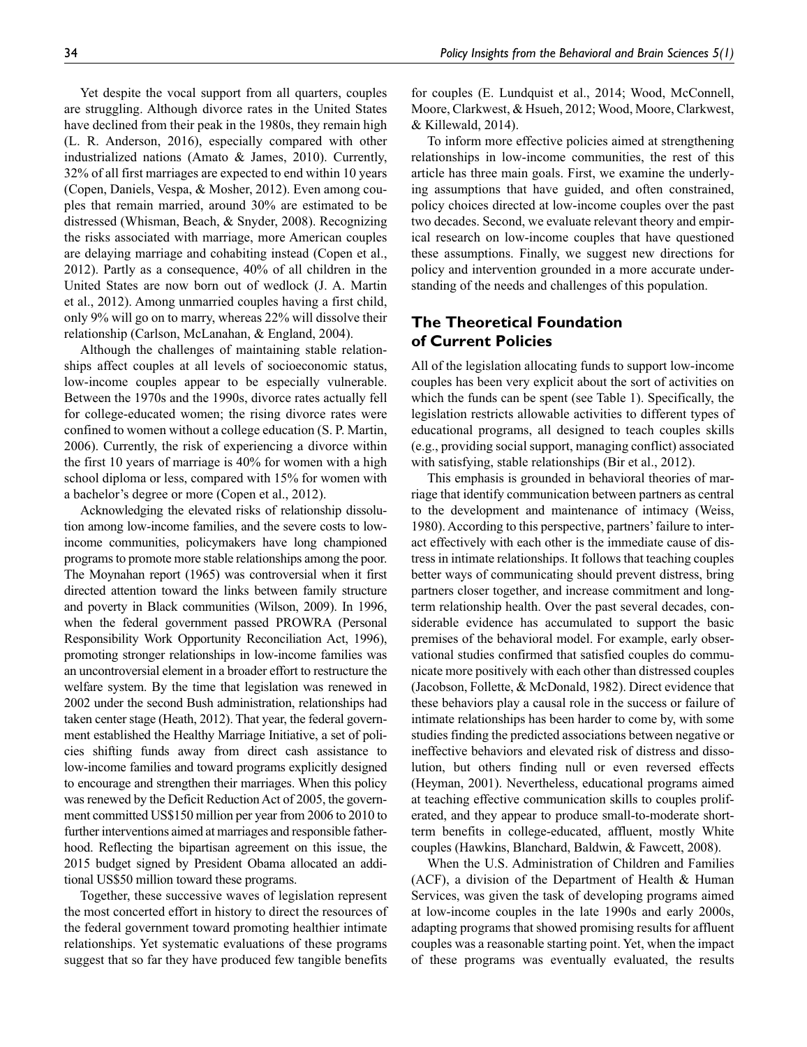Yet despite the vocal support from all quarters, couples are struggling. Although divorce rates in the United States have declined from their peak in the 1980s, they remain high (L. R. Anderson, 2016), especially compared with other industrialized nations (Amato & James, 2010). Currently, 32% of all first marriages are expected to end within 10 years (Copen, Daniels, Vespa, & Mosher, 2012). Even among couples that remain married, around 30% are estimated to be distressed (Whisman, Beach, & Snyder, 2008). Recognizing the risks associated with marriage, more American couples are delaying marriage and cohabiting instead (Copen et al., 2012). Partly as a consequence, 40% of all children in the United States are now born out of wedlock (J. A. Martin et al., 2012). Among unmarried couples having a first child, only 9% will go on to marry, whereas 22% will dissolve their relationship (Carlson, McLanahan, & England, 2004).

Although the challenges of maintaining stable relationships affect couples at all levels of socioeconomic status, low-income couples appear to be especially vulnerable. Between the 1970s and the 1990s, divorce rates actually fell for college-educated women; the rising divorce rates were confined to women without a college education (S. P. Martin, 2006). Currently, the risk of experiencing a divorce within the first 10 years of marriage is 40% for women with a high school diploma or less, compared with 15% for women with a bachelor's degree or more (Copen et al., 2012).

Acknowledging the elevated risks of relationship dissolution among low-income families, and the severe costs to low-income communities, policymakers have long championed programs to promote more stable relationships among the poor. The Moynahan report (1965) was controversial when it first directed attention toward the links between family structure and poverty in Black communities (Wilson, 2009). In 1996, when the federal government passed PROWRA (Personal Responsibility Work Opportunity Reconciliation Act, 1996), promoting stronger relationships in low-income families was an uncontroversial element in a broader effort to restructure the welfare system. By the time that legislation was renewed in 2002 under the second Bush administration, relationships had taken center stage (Heath, 2012). That year, the federal government established the Healthy Marriage Initiative, a set of policies shifting funds away from direct cash assistance to low-income families and toward programs explicitly designed to encourage and strengthen their marriages. When this policy was renewed by the Deficit Reduction Act of 2005, the government committed US$150 million per year from 2006 to 2010 to further interventions aimed at marriages and responsible fatherhood. Reflecting the bipartisan agreement on this issue, the 2015 budget signed by President Obama allocated an additional US$50 million toward these programs.

Together, these successive waves of legislation represent the most concerted effort in history to direct the resources of the federal government toward promoting healthier intimate relationships. Yet systematic evaluations of these programs suggest that so far they have produced few tangible benefits for couples (E. Lundquist et al., 2014; Wood, McConnell, Moore, Clarkwest, & Hsueh, 2012; Wood, Moore, Clarkwest, & Killewald, 2014).

To inform more effective policies aimed at strengthening relationships in low-income communities, the rest of this article has three main goals. First, we examine the underlying assumptions that have guided, and often constrained, policy choices directed at low-income couples over the past two decades. Second, we evaluate relevant theory and empirical research on low-income couples that have questioned these assumptions. Finally, we suggest new directions for policy and intervention grounded in a more accurate understanding of the needs and challenges of this population.

## The Theoretical Foundation of Current Policies

All of the legislation allocating funds to support low-income couples has been very explicit about the sort of activities on which the funds can be spent (see Table 1). Specifically, the legislation restricts allowable activities to different types of educational programs, all designed to teach couples skills (e.g., providing social support, managing conflict) associated with satisfying, stable relationships (Bir et al., 2012).

This emphasis is grounded in behavioral theories of marriage that identify communication between partners as central to the development and maintenance of intimacy (Weiss, 1980). According to this perspective, partners' failure to interact effectively with each other is the immediate cause of distress in intimate relationships. It follows that teaching couples better ways of communicating should prevent distress, bring partners closer together, and increase commitment and long-term relationship health. Over the past several decades, considerable evidence has accumulated to support the basic premises of the behavioral model. For example, early observational studies confirmed that satisfied couples do communicate more positively with each other than distressed couples (Jacobson, Follette, & McDonald, 1982). Direct evidence that these behaviors play a causal role in the success or failure of intimate relationships has been harder to come by, with some studies finding the predicted associations between negative or ineffective behaviors and elevated risk of distress and dissolution, but others finding null or even reversed effects (Heyman, 2001). Nevertheless, educational programs aimed at teaching effective communication skills to couples proliferated, and they appear to produce small-to-moderate short-term benefits in college-educated, affluent, mostly White couples (Hawkins, Blanchard, Baldwin, & Fawcett, 2008).

When the U.S. Administration of Children and Families (ACF), a division of the Department of Health & Human Services, was given the task of developing programs aimed at low-income couples in the late 1990s and early 2000s, adapting programs that showed promising results for affluent couples was a reasonable starting point. Yet, when the impact of these programs was eventually evaluated, the results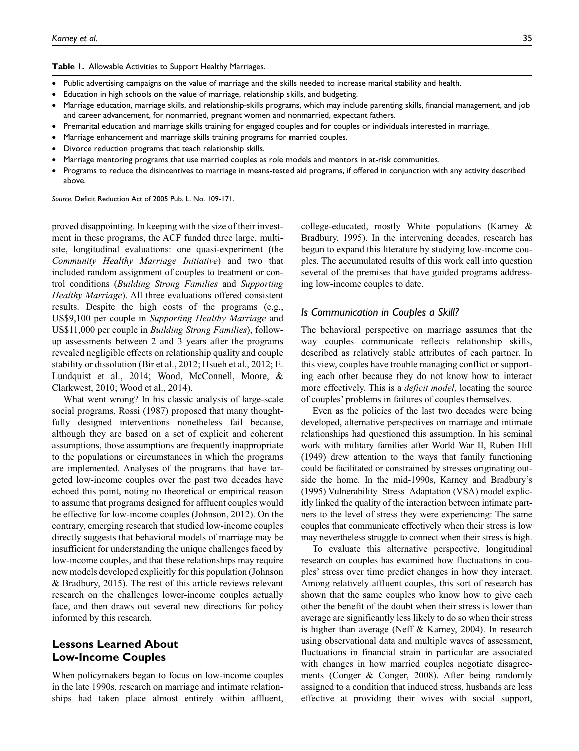**Table 1.** Allowable Activities to Support Healthy Marriages.

- Public advertising campaigns on the value of marriage and the skills needed to increase marital stability and health.
- Education in high schools on the value of marriage, relationship skills, and budgeting.
- Marriage education, marriage skills, and relationship-skills programs, which may include parenting skills, financial management, and job and career advancement, for nonmarried, pregnant women and nonmarried, expectant fathers.
- Premarital education and marriage skills training for engaged couples and for couples or individuals interested in marriage.
- Marriage enhancement and marriage skills training programs for married couples.
- Divorce reduction programs that teach relationship skills.
- Marriage mentoring programs that use married couples as role models and mentors in at-risk communities.
- Programs to reduce the disincentives to marriage in means-tested aid programs, if offered in conjunction with any activity described above.

*Source.* Deficit Reduction Act of 2005 Pub. L. No. 109-171.

proved disappointing. In keeping with the size of their investment in these programs, the ACF funded three large, multisite, longitudinal evaluations: one quasi-experiment (the *Community Healthy Marriage Initiative*) and two that included random assignment of couples to treatment or control conditions (*Building Strong Families* and *Supporting Healthy Marriage*). All three evaluations offered consistent results. Despite the high costs of the programs (e.g., US$9,100 per couple in *Supporting Healthy Marriage* and US$11,000 per couple in *Building Strong Families*), follow-up assessments between 2 and 3 years after the programs revealed negligible effects on relationship quality and couple stability or dissolution (Bir et al., 2012; Hsueh et al., 2012; E. Lundquist et al., 2014; Wood, McConnell, Moore, & Clarkwest, 2010; Wood et al., 2014).

What went wrong? In his classic analysis of large-scale social programs, Rossi (1987) proposed that many thoughtfully designed interventions nonetheless fail because, although they are based on a set of explicit and coherent assumptions, those assumptions are frequently inappropriate to the populations or circumstances in which the programs are implemented. Analyses of the programs that have targeted low-income couples over the past two decades have echoed this point, noting no theoretical or empirical reason to assume that programs designed for affluent couples would be effective for low-income couples (Johnson, 2012). On the contrary, emerging research that studied low-income couples directly suggests that behavioral models of marriage may be insufficient for understanding the unique challenges faced by low-income couples, and that these relationships may require new models developed explicitly for this population (Johnson & Bradbury, 2015). The rest of this article reviews relevant research on the challenges lower-income couples actually face, and then draws out several new directions for policy informed by this research.

## Lessons Learned About Low-Income Couples

When policymakers began to focus on low-income couples in the late 1990s, research on marriage and intimate relationships had taken place almost entirely within affluent, college-educated, mostly White populations (Karney & Bradbury, 1995). In the intervening decades, research has begun to expand this literature by studying low-income couples. The accumulated results of this work call into question several of the premises that have guided programs addressing low-income couples to date.

### *Is Communication in Couples a Skill?*

The behavioral perspective on marriage assumes that the way couples communicate reflects relationship skills, described as relatively stable attributes of each partner. In this view, couples have trouble managing conflict or supporting each other because they do not know how to interact more effectively. This is a *deficit model*, locating the source of couples' problems in failures of couples themselves.

Even as the policies of the last two decades were being developed, alternative perspectives on marriage and intimate relationships had questioned this assumption. In his seminal work with military families after World War II, Ruben Hill (1949) drew attention to the ways that family functioning could be facilitated or constrained by stresses originating outside the home. In the mid-1990s, Karney and Bradbury's (1995) Vulnerability–Stress–Adaptation (VSA) model explicitly linked the quality of the interaction between intimate partners to the level of stress they were experiencing: The same couples that communicate effectively when their stress is low may nevertheless struggle to connect when their stress is high.

To evaluate this alternative perspective, longitudinal research on couples has examined how fluctuations in couples' stress over time predict changes in how they interact. Among relatively affluent couples, this sort of research has shown that the same couples who know how to give each other the benefit of the doubt when their stress is lower than average are significantly less likely to do so when their stress is higher than average (Neff & Karney, 2004). In research using observational data and multiple waves of assessment, fluctuations in financial strain in particular are associated with changes in how married couples negotiate disagreements (Conger & Conger, 2008). After being randomly assigned to a condition that induced stress, husbands are less effective at providing their wives with social support,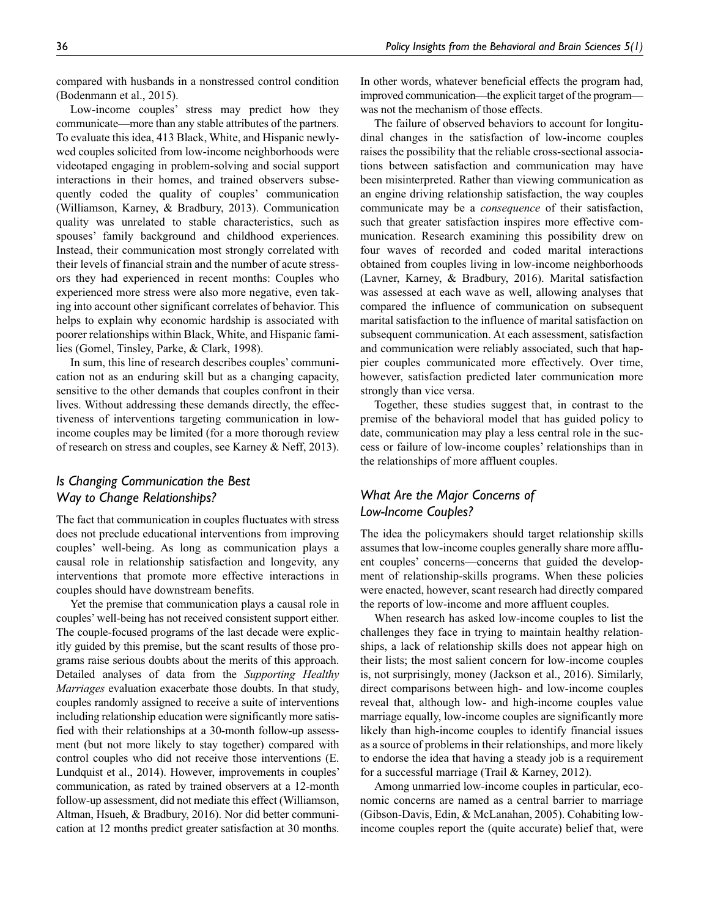compared with husbands in a nonstressed control condition (Bodenmann et al., 2015).

Low-income couples' stress may predict how they communicate—more than any stable attributes of the partners. To evaluate this idea, 413 Black, White, and Hispanic newlywed couples solicited from low-income neighborhoods were videotaped engaging in problem-solving and social support interactions in their homes, and trained observers subsequently coded the quality of couples' communication (Williamson, Karney, & Bradbury, 2013). Communication quality was unrelated to stable characteristics, such as spouses' family background and childhood experiences. Instead, their communication most strongly correlated with their levels of financial strain and the number of acute stressors they had experienced in recent months: Couples who experienced more stress were also more negative, even taking into account other significant correlates of behavior. This helps to explain why economic hardship is associated with poorer relationships within Black, White, and Hispanic families (Gomel, Tinsley, Parke, & Clark, 1998).

In sum, this line of research describes couples' communication not as an enduring skill but as a changing capacity, sensitive to the other demands that couples confront in their lives. Without addressing these demands directly, the effectiveness of interventions targeting communication in low-income couples may be limited (for a more thorough review of research on stress and couples, see Karney & Neff, 2013).

## *Is Changing Communication the Best Way to Change Relationships?*

The fact that communication in couples fluctuates with stress does not preclude educational interventions from improving couples' well-being. As long as communication plays a causal role in relationship satisfaction and longevity, any interventions that promote more effective interactions in couples should have downstream benefits.

Yet the premise that communication plays a causal role in couples' well-being has not received consistent support either. The couple-focused programs of the last decade were explicitly guided by this premise, but the scant results of those programs raise serious doubts about the merits of this approach. Detailed analyses of data from the *Supporting Healthy Marriages* evaluation exacerbate those doubts. In that study, couples randomly assigned to receive a suite of interventions including relationship education were significantly more satisfied with their relationships at a 30-month follow-up assessment (but not more likely to stay together) compared with control couples who did not receive those interventions (E. Lundquist et al., 2014). However, improvements in couples' communication, as rated by trained observers at a 12-month follow-up assessment, did not mediate this effect (Williamson, Altman, Hsueh, & Bradbury, 2016). Nor did better communication at 12 months predict greater satisfaction at 30 months. In other words, whatever beneficial effects the program had, improved communication—the explicit target of the program—was not the mechanism of those effects.

The failure of observed behaviors to account for longitudinal changes in the satisfaction of low-income couples raises the possibility that the reliable cross-sectional associations between satisfaction and communication may have been misinterpreted. Rather than viewing communication as an engine driving relationship satisfaction, the way couples communicate may be a *consequence* of their satisfaction, such that greater satisfaction inspires more effective communication. Research examining this possibility drew on four waves of recorded and coded marital interactions obtained from couples living in low-income neighborhoods (Lavner, Karney, & Bradbury, 2016). Marital satisfaction was assessed at each wave as well, allowing analyses that compared the influence of communication on subsequent marital satisfaction to the influence of marital satisfaction on subsequent communication. At each assessment, satisfaction and communication were reliably associated, such that happier couples communicated more effectively. Over time, however, satisfaction predicted later communication more strongly than vice versa.

Together, these studies suggest that, in contrast to the premise of the behavioral model that has guided policy to date, communication may play a less central role in the success or failure of low-income couples' relationships than in the relationships of more affluent couples.

## *What Are the Major Concerns of Low-Income Couples?*

The idea the policymakers should target relationship skills assumes that low-income couples generally share more affluent couples' concerns—concerns that guided the development of relationship-skills programs. When these policies were enacted, however, scant research had directly compared the reports of low-income and more affluent couples.

When research has asked low-income couples to list the challenges they face in trying to maintain healthy relationships, a lack of relationship skills does not appear high on their lists; the most salient concern for low-income couples is, not surprisingly, money (Jackson et al., 2016). Similarly, direct comparisons between high- and low-income couples reveal that, although low- and high-income couples value marriage equally, low-income couples are significantly more likely than high-income couples to identify financial issues as a source of problems in their relationships, and more likely to endorse the idea that having a steady job is a requirement for a successful marriage (Trail & Karney, 2012).

Among unmarried low-income couples in particular, economic concerns are named as a central barrier to marriage (Gibson-Davis, Edin, & McLanahan, 2005). Cohabiting low-income couples report the (quite accurate) belief that, were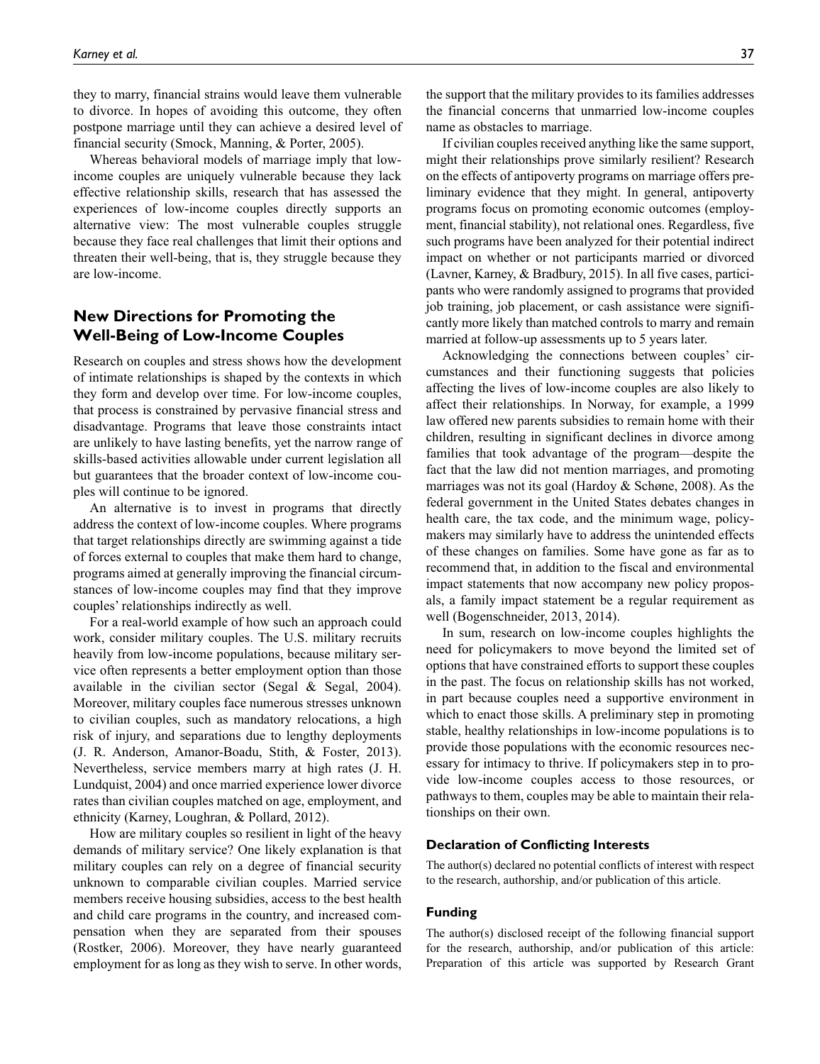they to marry, financial strains would leave them vulnerable to divorce. In hopes of avoiding this outcome, they often postpone marriage until they can achieve a desired level of financial security (Smock, Manning, & Porter, 2005).

Whereas behavioral models of marriage imply that low-income couples are uniquely vulnerable because they lack effective relationship skills, research that has assessed the experiences of low-income couples directly supports an alternative view: The most vulnerable couples struggle because they face real challenges that limit their options and threaten their well-being, that is, they struggle because they are low-income.

## New Directions for Promoting the Well-Being of Low-Income Couples

Research on couples and stress shows how the development of intimate relationships is shaped by the contexts in which they form and develop over time. For low-income couples, that process is constrained by pervasive financial stress and disadvantage. Programs that leave those constraints intact are unlikely to have lasting benefits, yet the narrow range of skills-based activities allowable under current legislation all but guarantees that the broader context of low-income couples will continue to be ignored.

An alternative is to invest in programs that directly address the context of low-income couples. Where programs that target relationships directly are swimming against a tide of forces external to couples that make them hard to change, programs aimed at generally improving the financial circumstances of low-income couples may find that they improve couples' relationships indirectly as well.

For a real-world example of how such an approach could work, consider military couples. The U.S. military recruits heavily from low-income populations, because military service often represents a better employment option than those available in the civilian sector (Segal & Segal, 2004). Moreover, military couples face numerous stresses unknown to civilian couples, such as mandatory relocations, a high risk of injury, and separations due to lengthy deployments (J. R. Anderson, Amanor-Boadu, Stith, & Foster, 2013). Nevertheless, service members marry at high rates (J. H. Lundquist, 2004) and once married experience lower divorce rates than civilian couples matched on age, employment, and ethnicity (Karney, Loughran, & Pollard, 2012).

How are military couples so resilient in light of the heavy demands of military service? One likely explanation is that military couples can rely on a degree of financial security unknown to comparable civilian couples. Married service members receive housing subsidies, access to the best health and child care programs in the country, and increased compensation when they are separated from their spouses (Rostker, 2006). Moreover, they have nearly guaranteed employment for as long as they wish to serve. In other words, the support that the military provides to its families addresses the financial concerns that unmarried low-income couples name as obstacles to marriage.

If civilian couples received anything like the same support, might their relationships prove similarly resilient? Research on the effects of antipoverty programs on marriage offers preliminary evidence that they might. In general, antipoverty programs focus on promoting economic outcomes (employment, financial stability), not relational ones. Regardless, five such programs have been analyzed for their potential indirect impact on whether or not participants married or divorced (Lavner, Karney, & Bradbury, 2015). In all five cases, participants who were randomly assigned to programs that provided job training, job placement, or cash assistance were significantly more likely than matched controls to marry and remain married at follow-up assessments up to 5 years later.

Acknowledging the connections between couples' circumstances and their functioning suggests that policies affecting the lives of low-income couples are also likely to affect their relationships. In Norway, for example, a 1999 law offered new parents subsidies to remain home with their children, resulting in significant declines in divorce among families that took advantage of the program—despite the fact that the law did not mention marriages, and promoting marriages was not its goal (Hardoy & Schøne, 2008). As the federal government in the United States debates changes in health care, the tax code, and the minimum wage, policymakers may similarly have to address the unintended effects of these changes on families. Some have gone as far as to recommend that, in addition to the fiscal and environmental impact statements that now accompany new policy proposals, a family impact statement be a regular requirement as well (Bogenschneider, 2013, 2014).

In sum, research on low-income couples highlights the need for policymakers to move beyond the limited set of options that have constrained efforts to support these couples in the past. The focus on relationship skills has not worked, in part because couples need a supportive environment in which to enact those skills. A preliminary step in promoting stable, healthy relationships in low-income populations is to provide those populations with the economic resources necessary for intimacy to thrive. If policymakers step in to provide low-income couples access to those resources, or pathways to them, couples may be able to maintain their relationships on their own.

#### Declaration of Conflicting Interests

The author(s) declared no potential conflicts of interest with respect to the research, authorship, and/or publication of this article.

#### Funding

The author(s) disclosed receipt of the following financial support for the research, authorship, and/or publication of this article: Preparation of this article was supported by Research Grant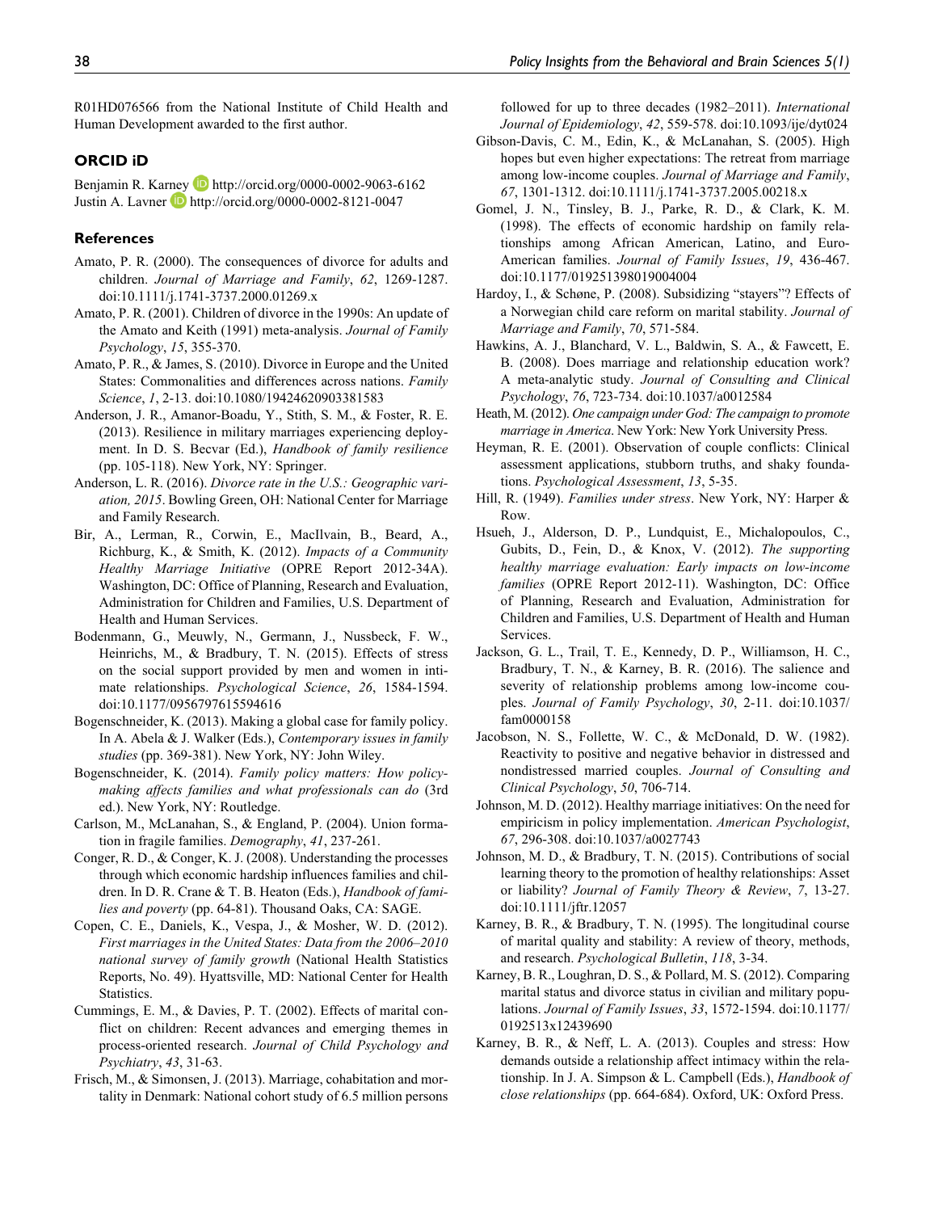R01HD076566 from the National Institute of Child Health and Human Development awarded to the first author.

## ORCID iD

Benjamin R. Karney http://orcid.org/0000-0002-9063-6162
Justin A. Lavner http://orcid.org/0000-0002-8121-0047

## References

Amato, P. R. (2000). The consequences of divorce for adults and children. *Journal of Marriage and Family*, *62*, 1269-1287. doi:10.1111/j.1741-3737.2000.01269.x

Amato, P. R. (2001). Children of divorce in the 1990s: An update of the Amato and Keith (1991) meta-analysis. *Journal of Family Psychology*, *15*, 355-370.

Amato, P. R., & James, S. (2010). Divorce in Europe and the United States: Commonalities and differences across nations. *Family Science*, *1*, 2-13. doi:10.1080/19424620903381583

Anderson, J. R., Amanor-Boadu, Y., Stith, S. M., & Foster, R. E. (2013). Resilience in military marriages experiencing deployment. In D. S. Becvar (Ed.), *Handbook of family resilience* (pp. 105-118). New York, NY: Springer.

Anderson, L. R. (2016). *Divorce rate in the U.S.: Geographic variation, 2015*. Bowling Green, OH: National Center for Marriage and Family Research.

Bir, A., Lerman, R., Corwin, E., MacIlvain, B., Beard, A., Richburg, K., & Smith, K. (2012). *Impacts of a Community Healthy Marriage Initiative* (OPRE Report 2012-34A). Washington, DC: Office of Planning, Research and Evaluation, Administration for Children and Families, U.S. Department of Health and Human Services.

Bodenmann, G., Meuwly, N., Germann, J., Nussbeck, F. W., Heinrichs, M., & Bradbury, T. N. (2015). Effects of stress on the social support provided by men and women in intimate relationships. *Psychological Science*, *26*, 1584-1594. doi:10.1177/0956797615594616

Bogenschneider, K. (2013). Making a global case for family policy. In A. Abela & J. Walker (Eds.), *Contemporary issues in family studies* (pp. 369-381). New York, NY: John Wiley.

Bogenschneider, K. (2014). *Family policy matters: How policymaking affects families and what professionals can do* (3rd ed.). New York, NY: Routledge.

Carlson, M., McLanahan, S., & England, P. (2004). Union formation in fragile families. *Demography*, *41*, 237-261.

Conger, R. D., & Conger, K. J. (2008). Understanding the processes through which economic hardship influences families and children. In D. R. Crane & T. B. Heaton (Eds.), *Handbook of families and poverty* (pp. 64-81). Thousand Oaks, CA: SAGE.

Copen, C. E., Daniels, K., Vespa, J., & Mosher, W. D. (2012). *First marriages in the United States: Data from the 2006–2010 national survey of family growth* (National Health Statistics Reports, No. 49). Hyattsville, MD: National Center for Health Statistics.

Cummings, E. M., & Davies, P. T. (2002). Effects of marital conflict on children: Recent advances and emerging themes in process-oriented research. *Journal of Child Psychology and Psychiatry*, *43*, 31-63.

Frisch, M., & Simonsen, J. (2013). Marriage, cohabitation and mortality in Denmark: National cohort study of 6.5 million persons followed for up to three decades (1982–2011). *International Journal of Epidemiology*, *42*, 559-578. doi:10.1093/ije/dyt024

Gibson-Davis, C. M., Edin, K., & McLanahan, S. (2005). High hopes but even higher expectations: The retreat from marriage among low-income couples. *Journal of Marriage and Family*, *67*, 1301-1312. doi:10.1111/j.1741-3737.2005.00218.x

Gomel, J. N., Tinsley, B. J., Parke, R. D., & Clark, K. M. (1998). The effects of economic hardship on family relationships among African American, Latino, and Euro-American families. *Journal of Family Issues*, *19*, 436-467. doi:10.1177/019251398019004004

Hardoy, I., & Schøne, P. (2008). Subsidizing "stayers"? Effects of a Norwegian child care reform on marital stability. *Journal of Marriage and Family*, *70*, 571-584.

Hawkins, A. J., Blanchard, V. L., Baldwin, S. A., & Fawcett, E. B. (2008). Does marriage and relationship education work? A meta-analytic study. *Journal of Consulting and Clinical Psychology*, *76*, 723-734. doi:10.1037/a0012584

Heath, M. (2012). *One campaign under God: The campaign to promote marriage in America*. New York: New York University Press.

Heyman, R. E. (2001). Observation of couple conflicts: Clinical assessment applications, stubborn truths, and shaky foundations. *Psychological Assessment*, *13*, 5-35.

Hill, R. (1949). *Families under stress*. New York, NY: Harper & Row.

Hsueh, J., Alderson, D. P., Lundquist, E., Michalopoulos, C., Gubits, D., Fein, D., & Knox, V. (2012). *The supporting healthy marriage evaluation: Early impacts on low-income families* (OPRE Report 2012-11). Washington, DC: Office of Planning, Research and Evaluation, Administration for Children and Families, U.S. Department of Health and Human Services.

Jackson, G. L., Trail, T. E., Kennedy, D. P., Williamson, H. C., Bradbury, T. N., & Karney, B. R. (2016). The salience and severity of relationship problems among low-income couples. *Journal of Family Psychology*, *30*, 2-11. doi:10.1037/fam0000158

Jacobson, N. S., Follette, W. C., & McDonald, D. W. (1982). Reactivity to positive and negative behavior in distressed and nondistressed married couples. *Journal of Consulting and Clinical Psychology*, *50*, 706-714.

Johnson, M. D. (2012). Healthy marriage initiatives: On the need for empiricism in policy implementation. *American Psychologist*, *67*, 296-308. doi:10.1037/a0027743

Johnson, M. D., & Bradbury, T. N. (2015). Contributions of social learning theory to the promotion of healthy relationships: Asset or liability? *Journal of Family Theory & Review*, *7*, 13-27. doi:10.1111/jftr.12057

Karney, B. R., & Bradbury, T. N. (1995). The longitudinal course of marital quality and stability: A review of theory, methods, and research. *Psychological Bulletin*, *118*, 3-34.

Karney, B. R., Loughran, D. S., & Pollard, M. S. (2012). Comparing marital status and divorce status in civilian and military populations. *Journal of Family Issues*, *33*, 1572-1594. doi:10.1177/0192513x12439690

Karney, B. R., & Neff, L. A. (2013). Couples and stress: How demands outside a relationship affect intimacy within the relationship. In J. A. Simpson & L. Campbell (Eds.), *Handbook of close relationships* (pp. 664-684). Oxford, UK: Oxford Press.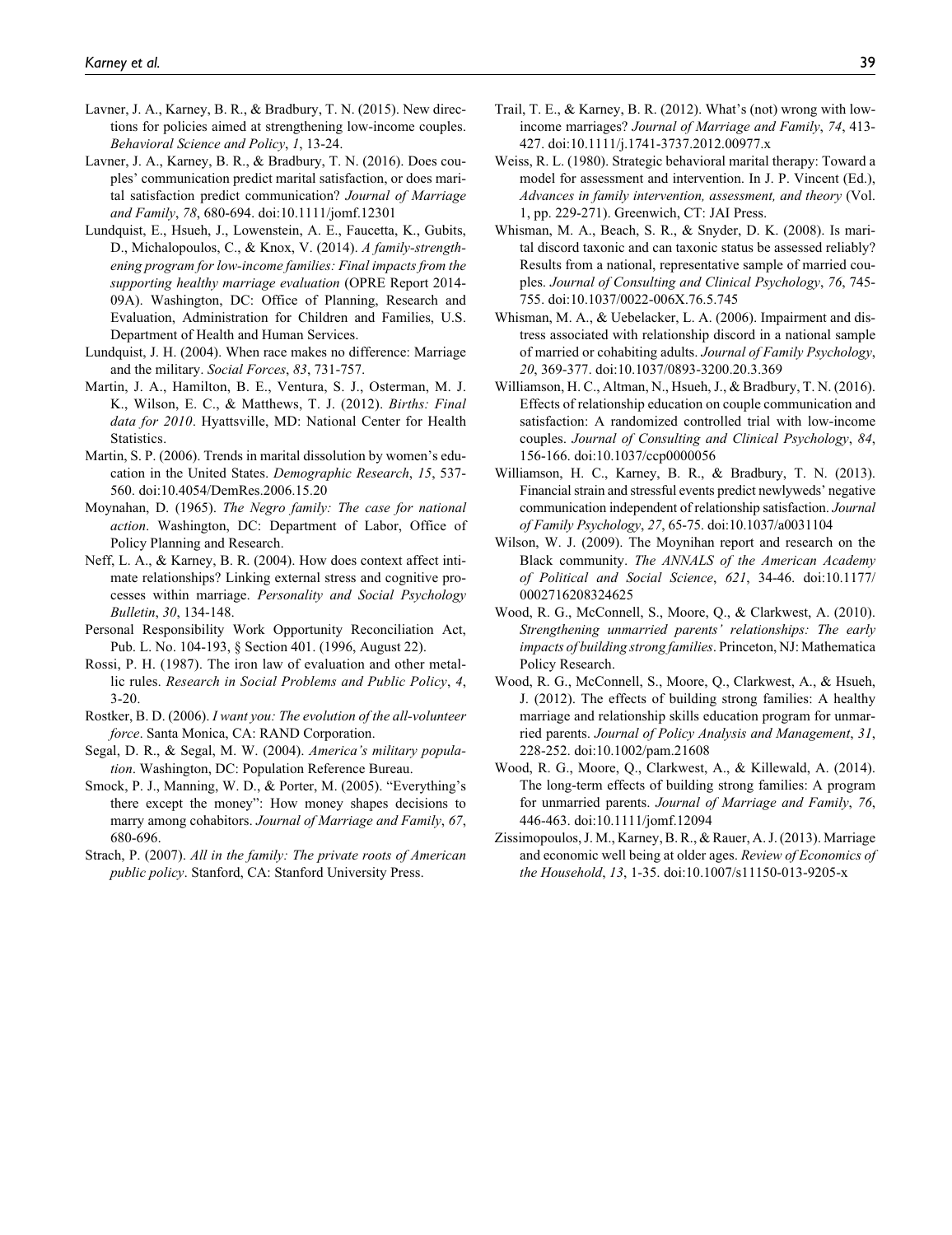Lavner, J. A., Karney, B. R., & Bradbury, T. N. (2015). New directions for policies aimed at strengthening low-income couples. *Behavioral Science and Policy*, *1*, 13-24.

Lavner, J. A., Karney, B. R., & Bradbury, T. N. (2016). Does couples' communication predict marital satisfaction, or does marital satisfaction predict communication? *Journal of Marriage and Family*, *78*, 680-694. doi:10.1111/jomf.12301

Lundquist, E., Hsueh, J., Lowenstein, A. E., Faucetta, K., Gubits, D., Michalopoulos, C., & Knox, V. (2014). *A family-strengthening program for low-income families: Final impacts from the supporting healthy marriage evaluation* (OPRE Report 2014-09A). Washington, DC: Office of Planning, Research and Evaluation, Administration for Children and Families, U.S. Department of Health and Human Services.

Lundquist, J. H. (2004). When race makes no difference: Marriage and the military. *Social Forces*, *83*, 731-757.

Martin, J. A., Hamilton, B. E., Ventura, S. J., Osterman, M. J. K., Wilson, E. C., & Matthews, T. J. (2012). *Births: Final data for 2010*. Hyattsville, MD: National Center for Health Statistics.

Martin, S. P. (2006). Trends in marital dissolution by women's education in the United States. *Demographic Research*, *15*, 537-560. doi:10.4054/DemRes.2006.15.20

Moynahan, D. (1965). *The Negro family: The case for national action*. Washington, DC: Department of Labor, Office of Policy Planning and Research.

Neff, L. A., & Karney, B. R. (2004). How does context affect intimate relationships? Linking external stress and cognitive processes within marriage. *Personality and Social Psychology Bulletin*, *30*, 134-148.

Personal Responsibility Work Opportunity Reconciliation Act, Pub. L. No. 104-193, § Section 401. (1996, August 22).

Rossi, P. H. (1987). The iron law of evaluation and other metallic rules. *Research in Social Problems and Public Policy*, *4*, 3-20.

Rostker, B. D. (2006). *I want you: The evolution of the all-volunteer force*. Santa Monica, CA: RAND Corporation.

Segal, D. R., & Segal, M. W. (2004). *America's military population*. Washington, DC: Population Reference Bureau.

Smock, P. J., Manning, W. D., & Porter, M. (2005). "Everything's there except the money": How money shapes decisions to marry among cohabitors. *Journal of Marriage and Family*, *67*, 680-696.

Strach, P. (2007). *All in the family: The private roots of American public policy*. Stanford, CA: Stanford University Press.

Trail, T. E., & Karney, B. R. (2012). What's (not) wrong with low-income marriages? *Journal of Marriage and Family*, *74*, 413-427. doi:10.1111/j.1741-3737.2012.00977.x

Weiss, R. L. (1980). Strategic behavioral marital therapy: Toward a model for assessment and intervention. In J. P. Vincent (Ed.), *Advances in family intervention, assessment, and theory* (Vol. 1, pp. 229-271). Greenwich, CT: JAI Press.

Whisman, M. A., Beach, S. R., & Snyder, D. K. (2008). Is marital discord taxonic and can taxonic status be assessed reliably? Results from a national, representative sample of married couples. *Journal of Consulting and Clinical Psychology*, *76*, 745-755. doi:10.1037/0022-006X.76.5.745

Whisman, M. A., & Uebelacker, L. A. (2006). Impairment and distress associated with relationship discord in a national sample of married or cohabiting adults. *Journal of Family Psychology*, *20*, 369-377. doi:10.1037/0893-3200.20.3.369

Williamson, H. C., Altman, N., Hsueh, J., & Bradbury, T. N. (2016). Effects of relationship education on couple communication and satisfaction: A randomized controlled trial with low-income couples. *Journal of Consulting and Clinical Psychology*, *84*, 156-166. doi:10.1037/ccp0000056

Williamson, H. C., Karney, B. R., & Bradbury, T. N. (2013). Financial strain and stressful events predict newlyweds' negative communication independent of relationship satisfaction. *Journal of Family Psychology*, *27*, 65-75. doi:10.1037/a0031104

Wilson, W. J. (2009). The Moynihan report and research on the Black community. *The ANNALS of the American Academy of Political and Social Science*, *621*, 34-46. doi:10.1177/0002716208324625

Wood, R. G., McConnell, S., Moore, Q., & Clarkwest, A. (2010). *Strengthening unmarried parents' relationships: The early impacts of building strong families*. Princeton, NJ: Mathematica Policy Research.

Wood, R. G., McConnell, S., Moore, Q., Clarkwest, A., & Hsueh, J. (2012). The effects of building strong families: A healthy marriage and relationship skills education program for unmarried parents. *Journal of Policy Analysis and Management*, *31*, 228-252. doi:10.1002/pam.21608

Wood, R. G., Moore, Q., Clarkwest, A., & Killewald, A. (2014). The long-term effects of building strong families: A program for unmarried parents. *Journal of Marriage and Family*, *76*, 446-463. doi:10.1111/jomf.12094

Zissimopoulos, J. M., Karney, B. R., & Rauer, A. J. (2013). Marriage and economic well being at older ages. *Review of Economics of the Household*, *13*, 1-35. doi:10.1007/s11150-013-9205-x